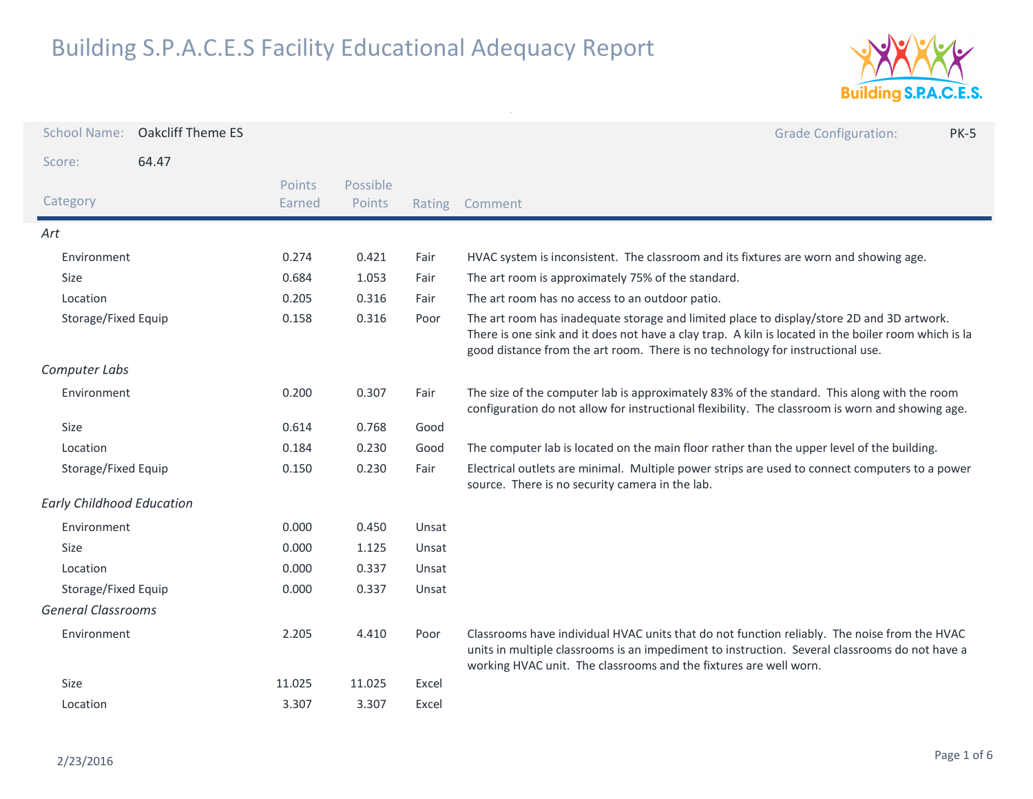# Building S.P.A.C.E.S Facility Educational Adequacy Report

School Name: Oakcliff Theme ES

Grade Configuration: PK-5

Score: 64.47

| Category | Points Earned | Possible Points | Rating | Comment |
|---|---|---|---|---|
| *Art* | | | | |
| Environment | 0.274 | 0.421 | Fair | HVAC system is inconsistent. The classroom and its fixtures are worn and showing age. |
| Size | 0.684 | 1.053 | Fair | The art room is approximately 75% of the standard. |
| Location | 0.205 | 0.316 | Fair | The art room has no access to an outdoor patio. |
| Storage/Fixed Equip | 0.158 | 0.316 | Poor | The art room has inadequate storage and limited place to display/store 2D and 3D artwork. There is one sink and it does not have a clay trap. A kiln is located in the boiler room which is la good distance from the art room. There is no technology for instructional use. |
| *Computer Labs* | | | | |
| Environment | 0.200 | 0.307 | Fair | The size of the computer lab is approximately 83% of the standard. This along with the room configuration do not allow for instructional flexibility. The classroom is worn and showing age. |
| Size | 0.614 | 0.768 | Good | |
| Location | 0.184 | 0.230 | Good | The computer lab is located on the main floor rather than the upper level of the building. |
| Storage/Fixed Equip | 0.150 | 0.230 | Fair | Electrical outlets are minimal. Multiple power strips are used to connect computers to a power source. There is no security camera in the lab. |
| *Early Childhood Education* | | | | |
| Environment | 0.000 | 0.450 | Unsat | |
| Size | 0.000 | 1.125 | Unsat | |
| Location | 0.000 | 0.337 | Unsat | |
| Storage/Fixed Equip | 0.000 | 0.337 | Unsat | |
| *General Classrooms* | | | | |
| Environment | 2.205 | 4.410 | Poor | Classrooms have individual HVAC units that do not function reliably. The noise from the HVAC units in multiple classrooms is an impediment to instruction. Several classrooms do not have a working HVAC unit. The classrooms and the fixtures are well worn. |
| Size | 11.025 | 11.025 | Excel | |
| Location | 3.307 | 3.307 | Excel | |

2/23/2016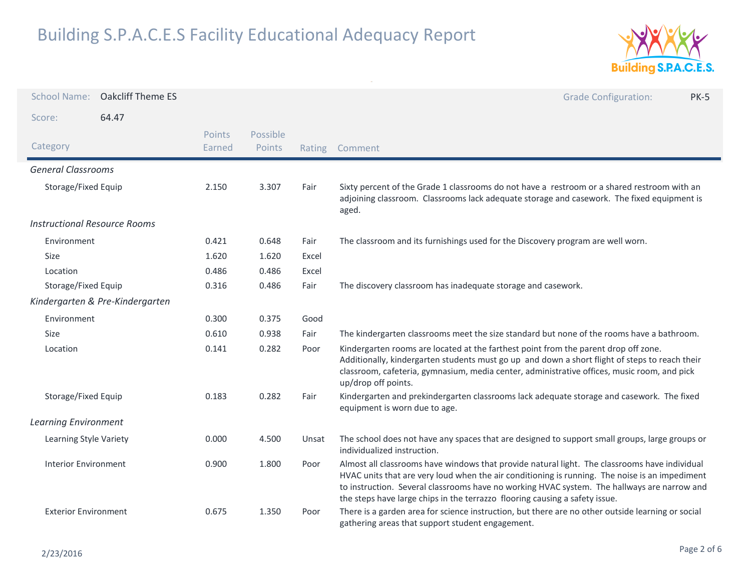# Building S.P.A.C.E.S Facility Educational Adequacy Report

School Name: Oakcliff Theme ES

Grade Configuration: PK-5

Score: 64.47

| Category | Points Earned | Possible Points | Rating | Comment |
|---|---|---|---|---|
| *General Classrooms* | | | | |
| Storage/Fixed Equip | 2.150 | 3.307 | Fair | Sixty percent of the Grade 1 classrooms do not have a restroom or a shared restroom with an adjoining classroom. Classrooms lack adequate storage and casework. The fixed equipment is aged. |
| *Instructional Resource Rooms* | | | | |
| Environment | 0.421 | 0.648 | Fair | The classroom and its furnishings used for the Discovery program are well worn. |
| Size | 1.620 | 1.620 | Excel | |
| Location | 0.486 | 0.486 | Excel | |
| Storage/Fixed Equip | 0.316 | 0.486 | Fair | The discovery classroom has inadequate storage and casework. |
| *Kindergarten & Pre-Kindergarten* | | | | |
| Environment | 0.300 | 0.375 | Good | |
| Size | 0.610 | 0.938 | Fair | The kindergarten classrooms meet the size standard but none of the rooms have a bathroom. |
| Location | 0.141 | 0.282 | Poor | Kindergarten rooms are located at the farthest point from the parent drop off zone. Additionally, kindergarten students must go up and down a short flight of steps to reach their classroom, cafeteria, gymnasium, media center, administrative offices, music room, and pick up/drop off points. |
| Storage/Fixed Equip | 0.183 | 0.282 | Fair | Kindergarten and prekindergarten classrooms lack adequate storage and casework. The fixed equipment is worn due to age. |
| *Learning Environment* | | | | |
| Learning Style Variety | 0.000 | 4.500 | Unsat | The school does not have any spaces that are designed to support small groups, large groups or individualized instruction. |
| Interior Environment | 0.900 | 1.800 | Poor | Almost all classrooms have windows that provide natural light. The classrooms have individual HVAC units that are very loud when the air conditioning is running. The noise is an impediment to instruction. Several classrooms have no working HVAC system. The hallways are narrow and the steps have large chips in the terrazzo flooring causing a safety issue. |
| Exterior Environment | 0.675 | 1.350 | Poor | There is a garden area for science instruction, but there are no other outside learning or social gathering areas that support student engagement. |

2/23/2016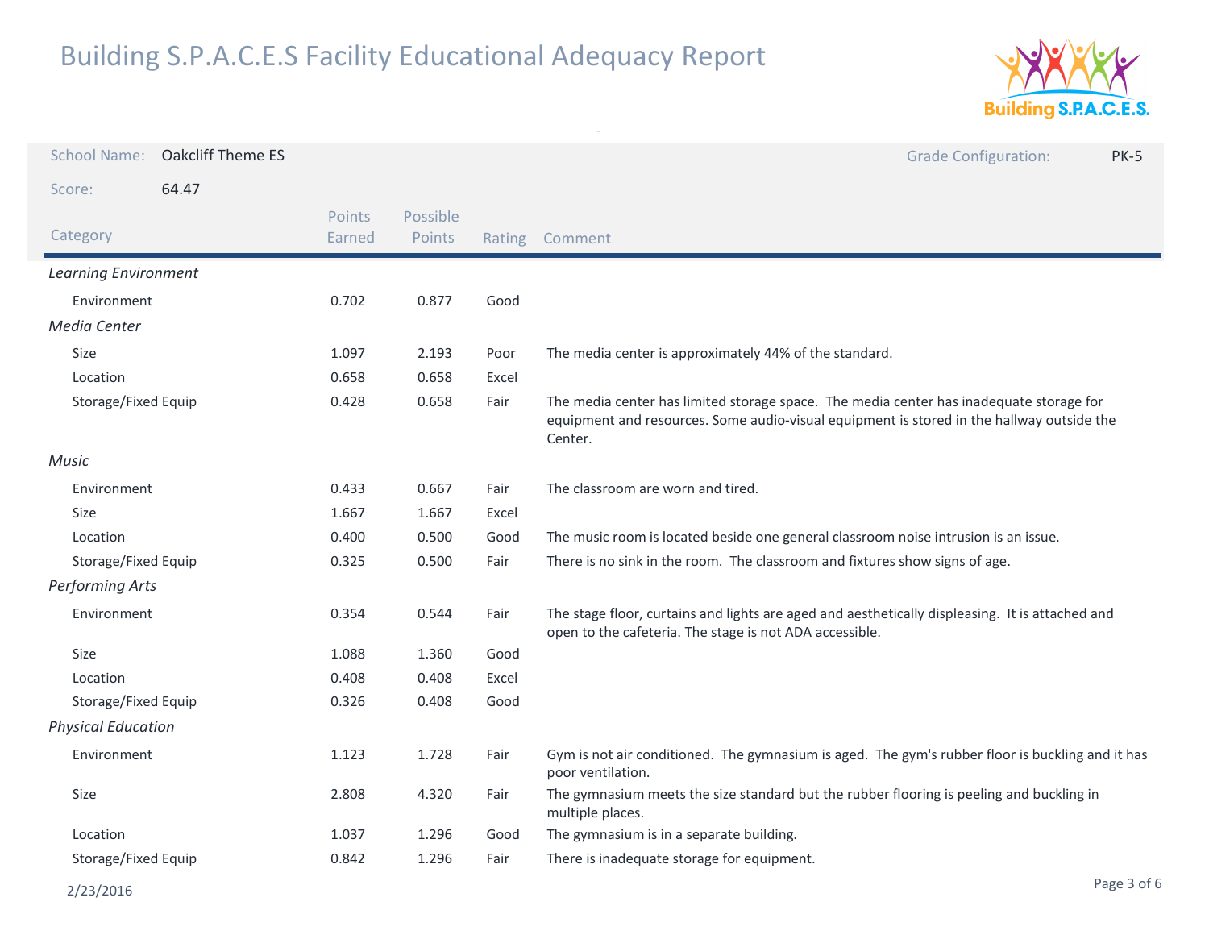# Building S.P.A.C.E.S Facility Educational Adequacy Report

School Name: Oakcliff Theme ES

Grade Configuration: PK-5

Score: 64.47

| Category | Points Earned | Possible Points | Rating | Comment |
|---|---|---|---|---|
| *Learning Environment* | | | | |
| Environment | 0.702 | 0.877 | Good | |
| *Media Center* | | | | |
| Size | 1.097 | 2.193 | Poor | The media center is approximately 44% of the standard. |
| Location | 0.658 | 0.658 | Excel | |
| Storage/Fixed Equip | 0.428 | 0.658 | Fair | The media center has limited storage space. The media center has inadequate storage for equipment and resources. Some audio-visual equipment is stored in the hallway outside the Center. |
| *Music* | | | | |
| Environment | 0.433 | 0.667 | Fair | The classroom are worn and tired. |
| Size | 1.667 | 1.667 | Excel | |
| Location | 0.400 | 0.500 | Good | The music room is located beside one general classroom noise intrusion is an issue. |
| Storage/Fixed Equip | 0.325 | 0.500 | Fair | There is no sink in the room. The classroom and fixtures show signs of age. |
| *Performing Arts* | | | | |
| Environment | 0.354 | 0.544 | Fair | The stage floor, curtains and lights are aged and aesthetically displeasing. It is attached and open to the cafeteria. The stage is not ADA accessible. |
| Size | 1.088 | 1.360 | Good | |
| Location | 0.408 | 0.408 | Excel | |
| Storage/Fixed Equip | 0.326 | 0.408 | Good | |
| *Physical Education* | | | | |
| Environment | 1.123 | 1.728 | Fair | Gym is not air conditioned. The gymnasium is aged. The gym's rubber floor is buckling and it has poor ventilation. |
| Size | 2.808 | 4.320 | Fair | The gymnasium meets the size standard but the rubber flooring is peeling and buckling in multiple places. |
| Location | 1.037 | 1.296 | Good | The gymnasium is in a separate building. |
| Storage/Fixed Equip | 0.842 | 1.296 | Fair | There is inadequate storage for equipment. |

2/23/2016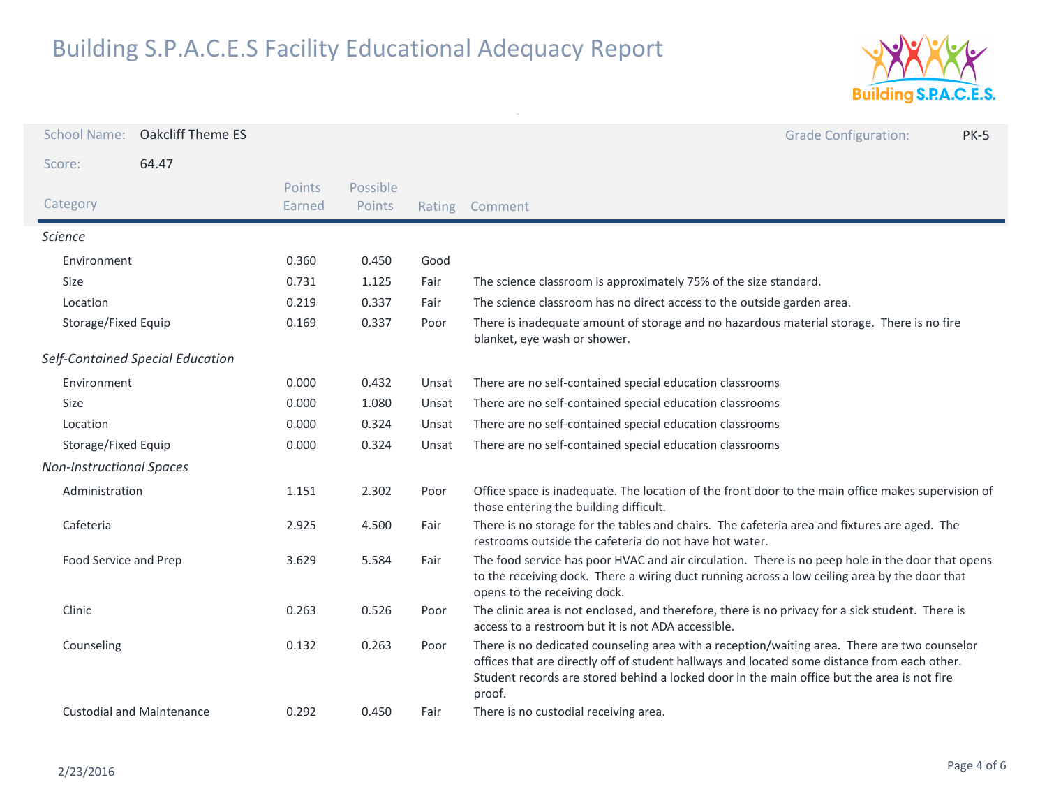# Building S.P.A.C.E.S Facility Educational Adequacy Report

School Name: Oakcliff Theme ES

Grade Configuration: PK-5

Score: 64.47

| Category | Points Earned | Possible Points | Rating | Comment |
|---|---|---|---|---|
| *Science* | | | | |
| Environment | 0.360 | 0.450 | Good | |
| Size | 0.731 | 1.125 | Fair | The science classroom is approximately 75% of the size standard. |
| Location | 0.219 | 0.337 | Fair | The science classroom has no direct access to the outside garden area. |
| Storage/Fixed Equip | 0.169 | 0.337 | Poor | There is inadequate amount of storage and no hazardous material storage. There is no fire blanket, eye wash or shower. |
| *Self-Contained Special Education* | | | | |
| Environment | 0.000 | 0.432 | Unsat | There are no self-contained special education classrooms |
| Size | 0.000 | 1.080 | Unsat | There are no self-contained special education classrooms |
| Location | 0.000 | 0.324 | Unsat | There are no self-contained special education classrooms |
| Storage/Fixed Equip | 0.000 | 0.324 | Unsat | There are no self-contained special education classrooms |
| *Non-Instructional Spaces* | | | | |
| Administration | 1.151 | 2.302 | Poor | Office space is inadequate. The location of the front door to the main office makes supervision of those entering the building difficult. |
| Cafeteria | 2.925 | 4.500 | Fair | There is no storage for the tables and chairs. The cafeteria area and fixtures are aged. The restrooms outside the cafeteria do not have hot water. |
| Food Service and Prep | 3.629 | 5.584 | Fair | The food service has poor HVAC and air circulation. There is no peep hole in the door that opens to the receiving dock. There a wiring duct running across a low ceiling area by the door that opens to the receiving dock. |
| Clinic | 0.263 | 0.526 | Poor | The clinic area is not enclosed, and therefore, there is no privacy for a sick student. There is access to a restroom but it is not ADA accessible. |
| Counseling | 0.132 | 0.263 | Poor | There is no dedicated counseling area with a reception/waiting area. There are two counselor offices that are directly off of student hallways and located some distance from each other. Student records are stored behind a locked door in the main office but the area is not fire proof. |
| Custodial and Maintenance | 0.292 | 0.450 | Fair | There is no custodial receiving area. |

2/23/2016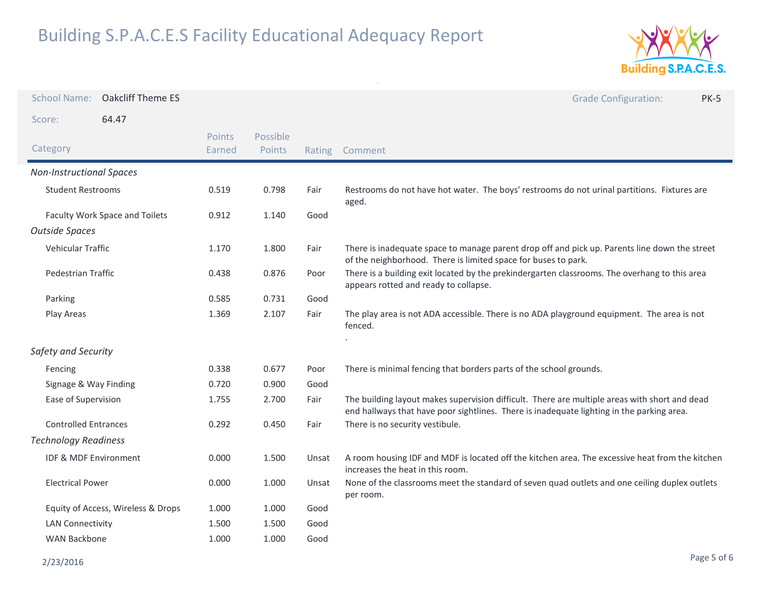# Building S.P.A.C.E.S Facility Educational Adequacy Report

School Name: Oakcliff Theme ES

Grade Configuration: PK-5

Score: 64.47

| Category | Points Earned | Possible Points | Rating | Comment |
|---|---|---|---|---|
| *Non-Instructional Spaces* | | | | |
| Student Restrooms | 0.519 | 0.798 | Fair | Restrooms do not have hot water. The boys' restrooms do not urinal partitions. Fixtures are aged. |
| Faculty Work Space and Toilets | 0.912 | 1.140 | Good | |
| *Outside Spaces* | | | | |
| Vehicular Traffic | 1.170 | 1.800 | Fair | There is inadequate space to manage parent drop off and pick up. Parents line down the street of the neighborhood. There is limited space for buses to park. |
| Pedestrian Traffic | 0.438 | 0.876 | Poor | There is a building exit located by the prekindergarten classrooms. The overhang to this area appears rotted and ready to collapse. |
| Parking | 0.585 | 0.731 | Good | |
| Play Areas | 1.369 | 2.107 | Fair | The play area is not ADA accessible. There is no ADA playground equipment. The area is not fenced. . |
| *Safety and Security* | | | | |
| Fencing | 0.338 | 0.677 | Poor | There is minimal fencing that borders parts of the school grounds. |
| Signage & Way Finding | 0.720 | 0.900 | Good | |
| Ease of Supervision | 1.755 | 2.700 | Fair | The building layout makes supervision difficult. There are multiple areas with short and dead end hallways that have poor sightlines. There is inadequate lighting in the parking area. |
| Controlled Entrances | 0.292 | 0.450 | Fair | There is no security vestibule. |
| *Technology Readiness* | | | | |
| IDF & MDF Environment | 0.000 | 1.500 | Unsat | A room housing IDF and MDF is located off the kitchen area. The excessive heat from the kitchen increases the heat in this room. |
| Electrical Power | 0.000 | 1.000 | Unsat | None of the classrooms meet the standard of seven quad outlets and one ceiling duplex outlets per room. |
| Equity of Access, Wireless & Drops | 1.000 | 1.000 | Good | |
| LAN Connectivity | 1.500 | 1.500 | Good | |
| WAN Backbone | 1.000 | 1.000 | Good | |

2/23/2016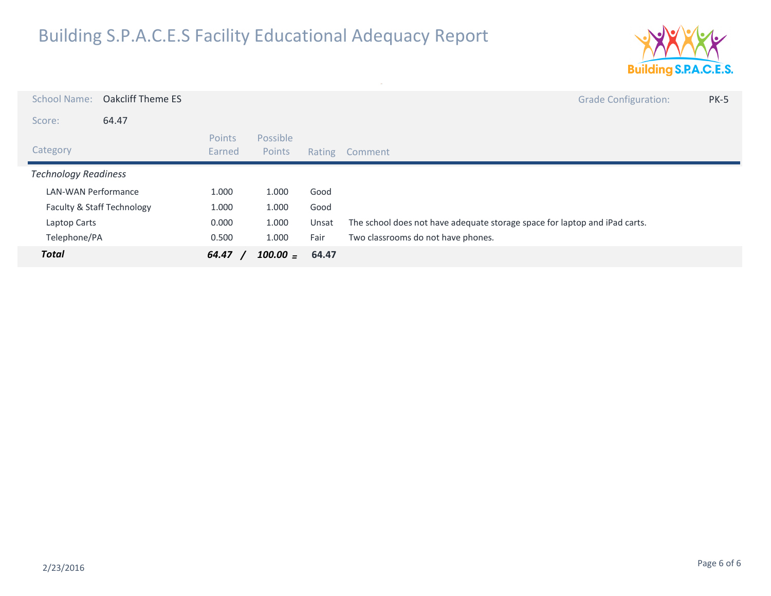# Building S.P.A.C.E.S Facility Educational Adequacy Report

School Name: Oakcliff Theme ES

Grade Configuration: PK-5

Score: 64.47

| Category | Points Earned | Possible Points | Rating | Comment |
|---|---|---|---|---|
| *Technology Readiness* | | | | |
| LAN-WAN Performance | 1.000 | 1.000 | Good | |
| Faculty & Staff Technology | 1.000 | 1.000 | Good | |
| Laptop Carts | 0.000 | 1.000 | Unsat | The school does not have adequate storage space for laptop and iPad carts. |
| Telephone/PA | 0.500 | 1.000 | Fair | Two classrooms do not have phones. |
| ***Total*** | ***64.47 /*** | ***100.00 =*** | **64.47** | |

2/23/2016